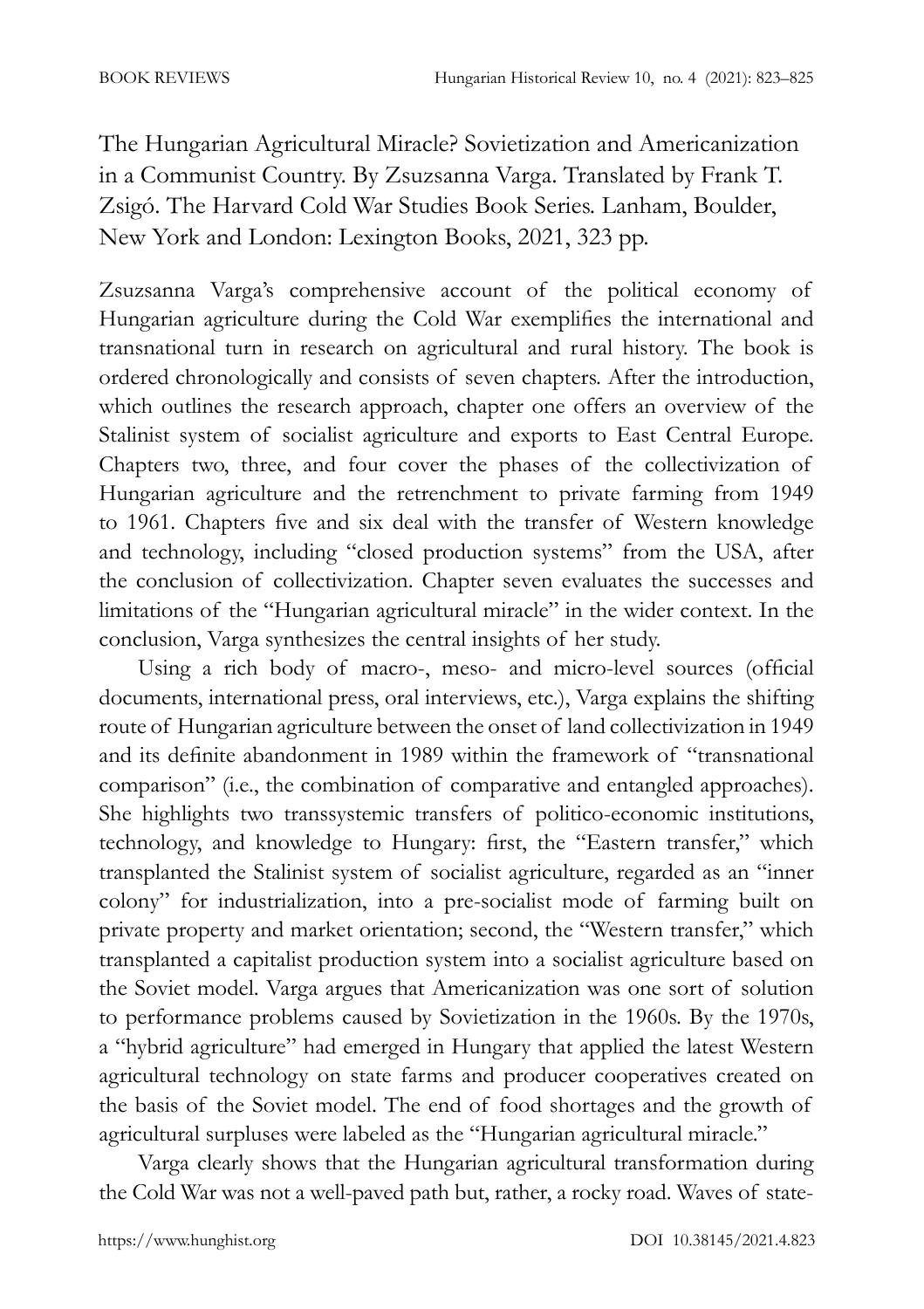The Hungarian Agricultural Miracle? Sovietization and Americanization in a Communist Country. By Zsuzsanna Varga. Translated by Frank T. Zsigó. The Harvard Cold War Studies Book Series. Lanham, Boulder, New York and London: Lexington Books, 2021, 323 pp.

Zsuzsanna Varga's comprehensive account of the political economy of Hungarian agriculture during the Cold War exemplifies the international and transnational turn in research on agricultural and rural history. The book is ordered chronologically and consists of seven chapters. After the introduction, which outlines the research approach, chapter one offers an overview of the Stalinist system of socialist agriculture and exports to East Central Europe. Chapters two, three, and four cover the phases of the collectivization of Hungarian agriculture and the retrenchment to private farming from 1949 to 1961. Chapters five and six deal with the transfer of Western knowledge and technology, including "closed production systems" from the USA, after the conclusion of collectivization. Chapter seven evaluates the successes and limitations of the "Hungarian agricultural miracle" in the wider context. In the conclusion, Varga synthesizes the central insights of her study.

Using a rich body of macro-, meso- and micro-level sources (official documents, international press, oral interviews, etc.), Varga explains the shifting route of Hungarian agriculture between the onset of land collectivization in 1949 and its definite abandonment in 1989 within the framework of "transnational comparison" (i.e., the combination of comparative and entangled approaches). She highlights two transsystemic transfers of politico-economic institutions, technology, and knowledge to Hungary: first, the "Eastern transfer," which transplanted the Stalinist system of socialist agriculture, regarded as an "inner colony" for industrialization, into a pre-socialist mode of farming built on private property and market orientation; second, the "Western transfer," which transplanted a capitalist production system into a socialist agriculture based on the Soviet model. Varga argues that Americanization was one sort of solution to performance problems caused by Sovietization in the 1960s. By the 1970s, a "hybrid agriculture" had emerged in Hungary that applied the latest Western agricultural technology on state farms and producer cooperatives created on the basis of the Soviet model. The end of food shortages and the growth of agricultural surpluses were labeled as the "Hungarian agricultural miracle."

Varga clearly shows that the Hungarian agricultural transformation during the Cold War was not a well-paved path but, rather, a rocky road. Waves of state-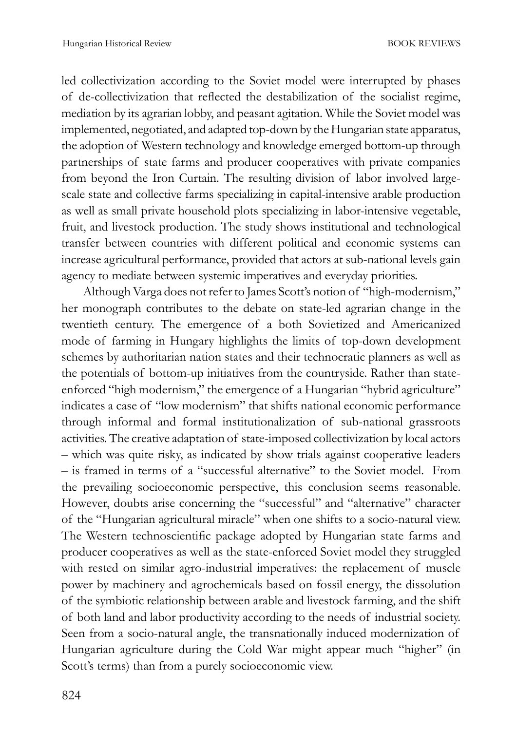led collectivization according to the Soviet model were interrupted by phases of de-collectivization that reflected the destabilization of the socialist regime, mediation by its agrarian lobby, and peasant agitation. While the Soviet model was implemented, negotiated, and adapted top-down by the Hungarian state apparatus, the adoption of Western technology and knowledge emerged bottom-up through partnerships of state farms and producer cooperatives with private companies from beyond the Iron Curtain. The resulting division of labor involved large-scale state and collective farms specializing in capital-intensive arable production as well as small private household plots specializing in labor-intensive vegetable, fruit, and livestock production. The study shows institutional and technological transfer between countries with different political and economic systems can increase agricultural performance, provided that actors at sub-national levels gain agency to mediate between systemic imperatives and everyday priorities.

Although Varga does not refer to James Scott's notion of "high-modernism," her monograph contributes to the debate on state-led agrarian change in the twentieth century. The emergence of a both Sovietized and Americanized mode of farming in Hungary highlights the limits of top-down development schemes by authoritarian nation states and their technocratic planners as well as the potentials of bottom-up initiatives from the countryside. Rather than state-enforced "high modernism," the emergence of a Hungarian "hybrid agriculture" indicates a case of "low modernism" that shifts national economic performance through informal and formal institutionalization of sub-national grassroots activities. The creative adaptation of state-imposed collectivization by local actors – which was quite risky, as indicated by show trials against cooperative leaders – is framed in terms of a "successful alternative" to the Soviet model. From the prevailing socioeconomic perspective, this conclusion seems reasonable. However, doubts arise concerning the "successful" and "alternative" character of the "Hungarian agricultural miracle" when one shifts to a socio-natural view. The Western technoscientific package adopted by Hungarian state farms and producer cooperatives as well as the state-enforced Soviet model they struggled with rested on similar agro-industrial imperatives: the replacement of muscle power by machinery and agrochemicals based on fossil energy, the dissolution of the symbiotic relationship between arable and livestock farming, and the shift of both land and labor productivity according to the needs of industrial society. Seen from a socio-natural angle, the transnationally induced modernization of Hungarian agriculture during the Cold War might appear much "higher" (in Scott's terms) than from a purely socioeconomic view.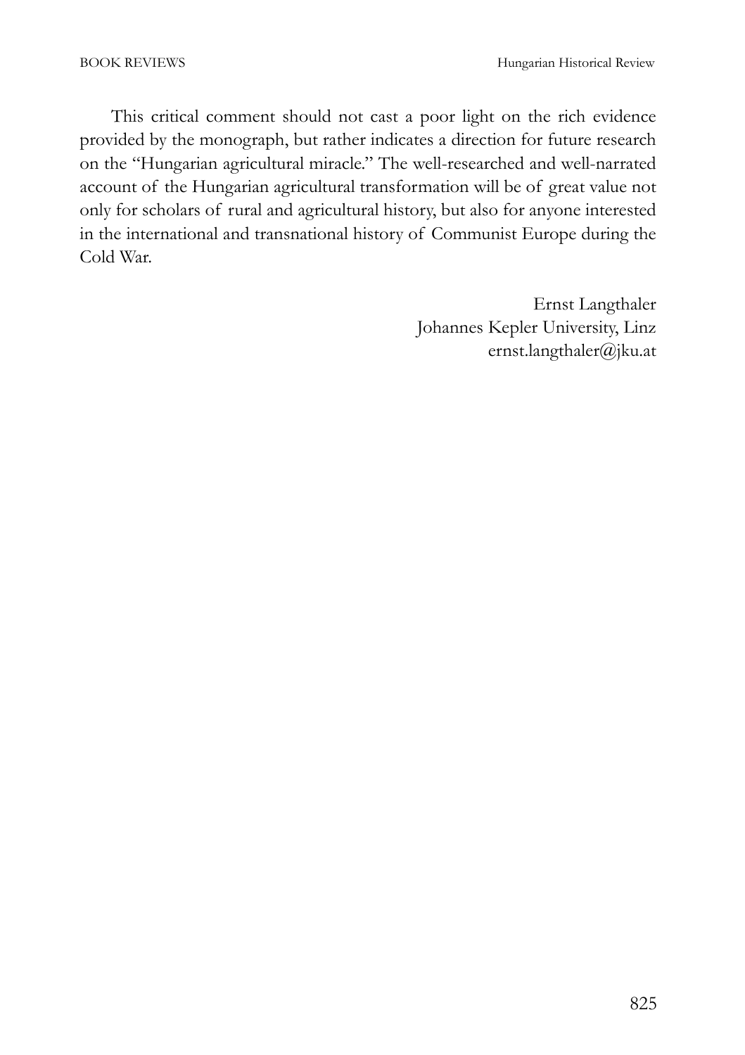This critical comment should not cast a poor light on the rich evidence provided by the monograph, but rather indicates a direction for future research on the "Hungarian agricultural miracle." The well-researched and well-narrated account of the Hungarian agricultural transformation will be of great value not only for scholars of rural and agricultural history, but also for anyone interested in the international and transnational history of Communist Europe during the Cold War.

Ernst Langthaler  
Johannes Kepler University, Linz  
ernst.langthaler@jku.at